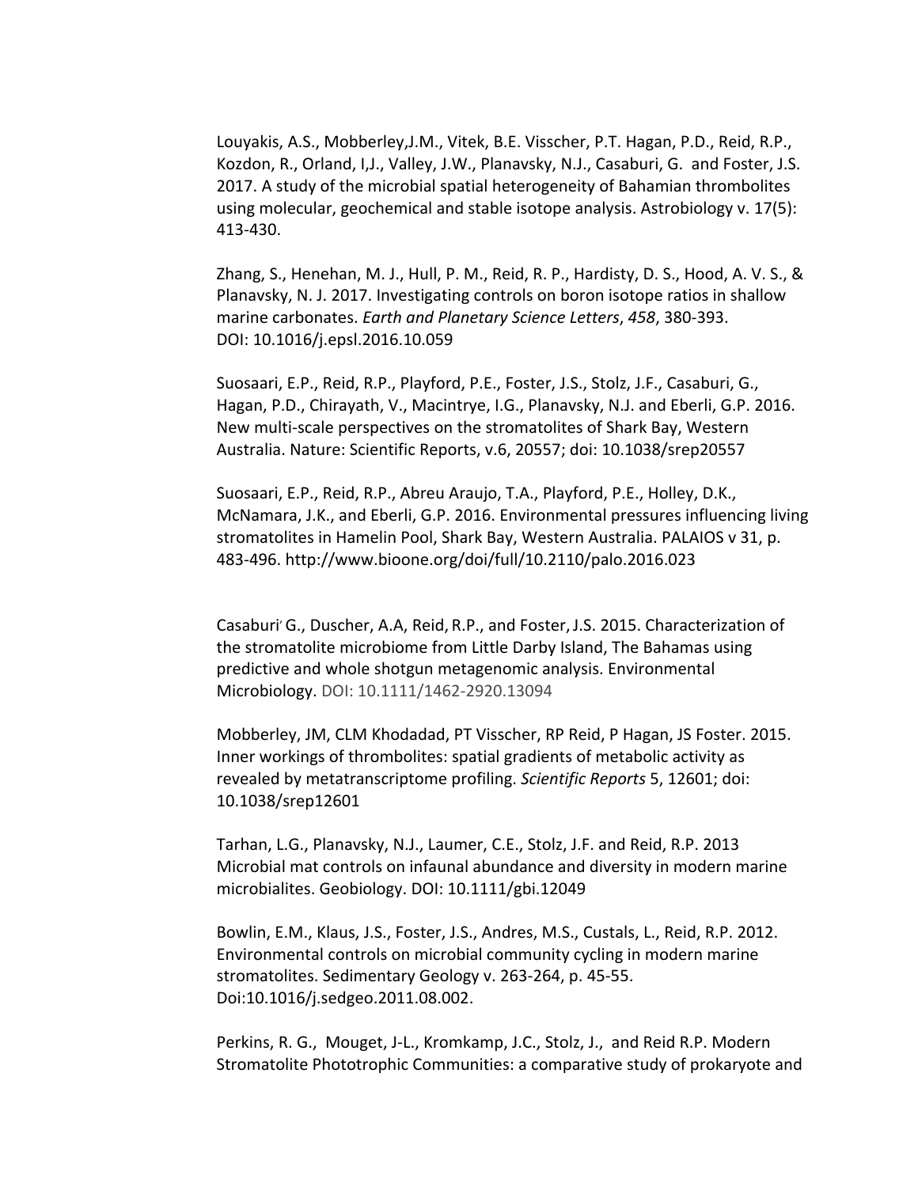Louyakis, A.S., Mobberley,J.M., Vitek, B.E. Visscher, P.T. Hagan, P.D., Reid, R.P., Kozdon, R., Orland, I,J., Valley, J.W., Planavsky, N.J., Casaburi, G. and Foster, J.S. 2017. A study of the microbial spatial heterogeneity of Bahamian thrombolites using molecular, geochemical and stable isotope analysis. Astrobiology v. 17(5): 413-430.

Zhang, S., Henehan, M. J., Hull, P. M., Reid, R. P., Hardisty, D. S., Hood, A. V. S., & Planavsky, N. J. 2017. Investigating controls on boron isotope ratios in shallow marine carbonates. *Earth and Planetary Science Letters*, *458*, 380-393. DOI: 10.1016/j.epsl.2016.10.059

Suosaari, E.P., Reid, R.P., Playford, P.E., Foster, J.S., Stolz, J.F., Casaburi, G., Hagan, P.D., Chirayath, V., Macintrye, I.G., Planavsky, N.J. and Eberli, G.P. 2016. New multi-scale perspectives on the stromatolites of Shark Bay, Western Australia. Nature: Scientific Reports, v.6, 20557; doi: 10.1038/srep20557

Suosaari, E.P., Reid, R.P., Abreu Araujo, T.A., Playford, P.E., Holley, D.K., McNamara, J.K., and Eberli, G.P. 2016. Environmental pressures influencing living stromatolites in Hamelin Pool, Shark Bay, Western Australia. PALAIOS v 31, p. 483-496. http://www.bioone.org/doi/full/10.2110/palo.2016.023

Casaburi, G., Duscher, A.A, Reid, R.P., and Foster, J.S. 2015. Characterization of the stromatolite microbiome from Little Darby Island, The Bahamas using predictive and whole shotgun metagenomic analysis. Environmental Microbiology. DOI: 10.1111/1462-2920.13094

Mobberley, JM, CLM Khodadad, PT Visscher, RP Reid, P Hagan, JS Foster. 2015. Inner workings of thrombolites: spatial gradients of metabolic activity as revealed by metatranscriptome profiling. *Scientific Reports* 5, 12601; doi: 10.1038/srep12601

Tarhan, L.G., Planavsky, N.J., Laumer, C.E., Stolz, J.F. and Reid, R.P. 2013 Microbial mat controls on infaunal abundance and diversity in modern marine microbialites. Geobiology. DOI: 10.1111/gbi.12049

Bowlin, E.M., Klaus, J.S., Foster, J.S., Andres, M.S., Custals, L., Reid, R.P. 2012. Environmental controls on microbial community cycling in modern marine stromatolites. Sedimentary Geology v. 263-264, p. 45-55. Doi:10.1016/j.sedgeo.2011.08.002.

Perkins, R. G., Mouget, J-L., Kromkamp, J.C., Stolz, J., and Reid R.P. Modern Stromatolite Phototrophic Communities: a comparative study of prokaryote and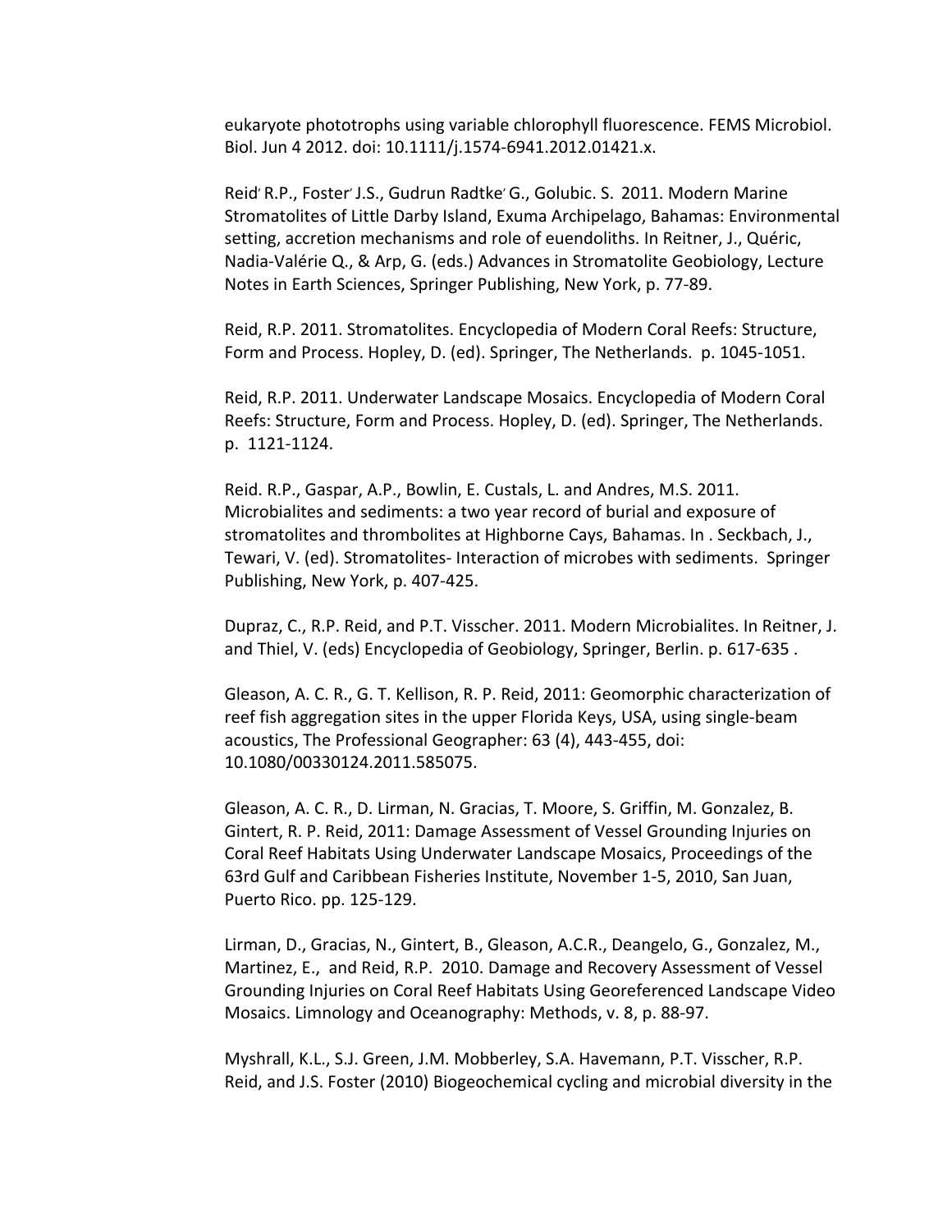eukaryote phototrophs using variable chlorophyll fluorescence. FEMS Microbiol. Biol. Jun 4 2012. doi: 10.1111/j.1574-6941.2012.01421.x.

Reid′ R.P., Foster′ J.S., Gudrun Radtke′ G., Golubic. S. 2011. Modern Marine Stromatolites of Little Darby Island, Exuma Archipelago, Bahamas: Environmental setting, accretion mechanisms and role of euendoliths. In Reitner, J., Quéric, Nadia-Valérie Q., & Arp, G. (eds.) Advances in Stromatolite Geobiology, Lecture Notes in Earth Sciences, Springer Publishing, New York, p. 77-89.

Reid, R.P. 2011. Stromatolites. Encyclopedia of Modern Coral Reefs: Structure, Form and Process. Hopley, D. (ed). Springer, The Netherlands. p. 1045-1051.

Reid, R.P. 2011. Underwater Landscape Mosaics. Encyclopedia of Modern Coral Reefs: Structure, Form and Process. Hopley, D. (ed). Springer, The Netherlands. p. 1121-1124.

Reid. R.P., Gaspar, A.P., Bowlin, E. Custals, L. and Andres, M.S. 2011. Microbialites and sediments: a two year record of burial and exposure of stromatolites and thrombolites at Highborne Cays, Bahamas. In . Seckbach, J., Tewari, V. (ed). Stromatolites- Interaction of microbes with sediments. Springer Publishing, New York, p. 407-425.

Dupraz, C., R.P. Reid, and P.T. Visscher. 2011. Modern Microbialites. In Reitner, J. and Thiel, V. (eds) Encyclopedia of Geobiology, Springer, Berlin. p. 617-635 .

Gleason, A. C. R., G. T. Kellison, R. P. Reid, 2011: Geomorphic characterization of reef fish aggregation sites in the upper Florida Keys, USA, using single-beam acoustics, The Professional Geographer: 63 (4), 443-455, doi: 10.1080/00330124.2011.585075.

Gleason, A. C. R., D. Lirman, N. Gracias, T. Moore, S. Griffin, M. Gonzalez, B. Gintert, R. P. Reid, 2011: Damage Assessment of Vessel Grounding Injuries on Coral Reef Habitats Using Underwater Landscape Mosaics, Proceedings of the 63rd Gulf and Caribbean Fisheries Institute, November 1-5, 2010, San Juan, Puerto Rico. pp. 125-129.

Lirman, D., Gracias, N., Gintert, B., Gleason, A.C.R., Deangelo, G., Gonzalez, M., Martinez, E., and Reid, R.P. 2010. Damage and Recovery Assessment of Vessel Grounding Injuries on Coral Reef Habitats Using Georeferenced Landscape Video Mosaics. Limnology and Oceanography: Methods, v. 8, p. 88-97.

Myshrall, K.L., S.J. Green, J.M. Mobberley, S.A. Havemann, P.T. Visscher, R.P. Reid, and J.S. Foster (2010) Biogeochemical cycling and microbial diversity in the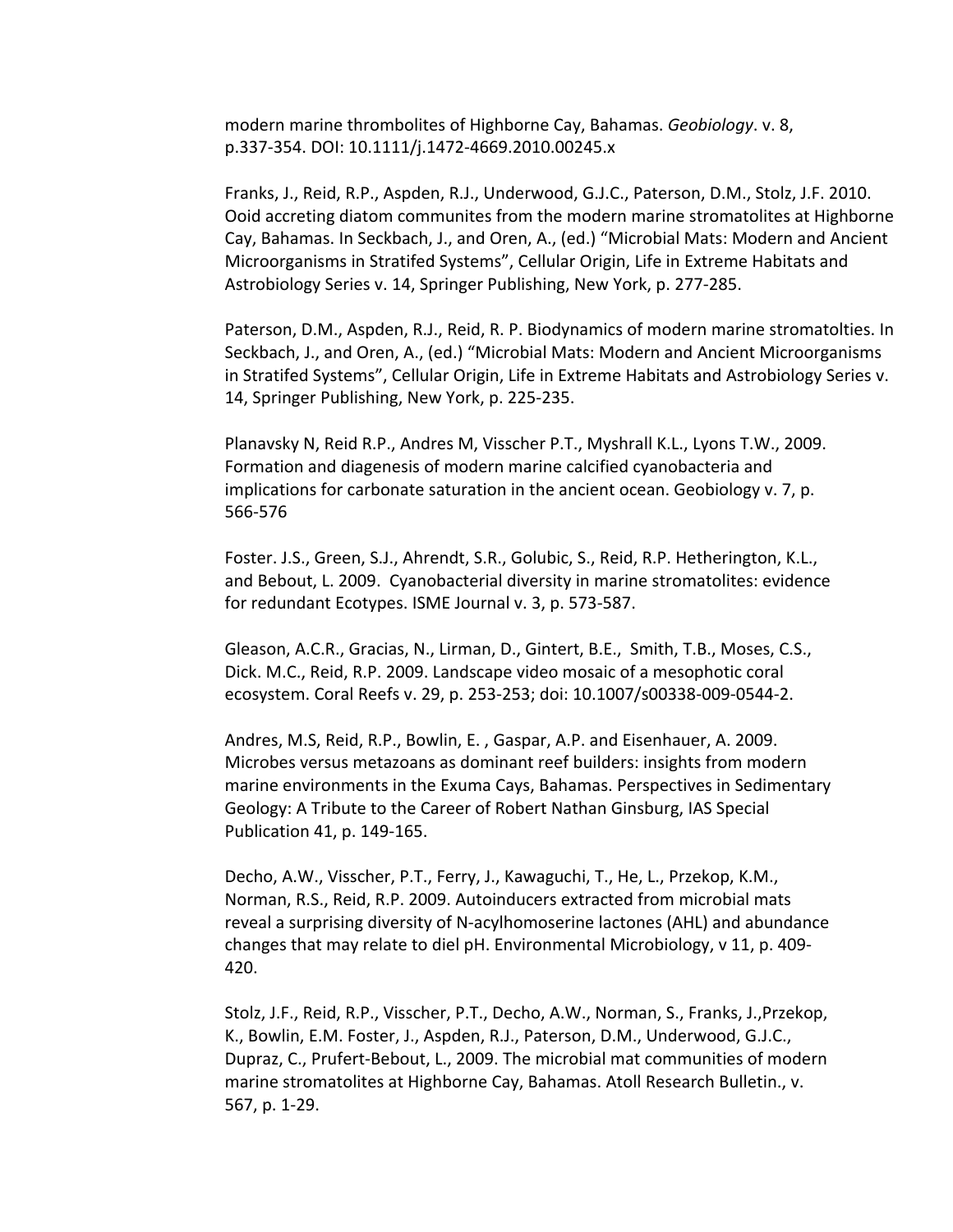modern marine thrombolites of Highborne Cay, Bahamas. *Geobiology*. v. 8, p.337-354. DOI: 10.1111/j.1472-4669.2010.00245.x

Franks, J., Reid, R.P., Aspden, R.J., Underwood, G.J.C., Paterson, D.M., Stolz, J.F. 2010. Ooid accreting diatom communites from the modern marine stromatolites at Highborne Cay, Bahamas. In Seckbach, J., and Oren, A., (ed.) "Microbial Mats: Modern and Ancient Microorganisms in Stratifed Systems", Cellular Origin, Life in Extreme Habitats and Astrobiology Series v. 14, Springer Publishing, New York, p. 277-285.

Paterson, D.M., Aspden, R.J., Reid, R. P. Biodynamics of modern marine stromatolties. In Seckbach, J., and Oren, A., (ed.) "Microbial Mats: Modern and Ancient Microorganisms in Stratifed Systems", Cellular Origin, Life in Extreme Habitats and Astrobiology Series v. 14, Springer Publishing, New York, p. 225-235.

Planavsky N, Reid R.P., Andres M, Visscher P.T., Myshrall K.L., Lyons T.W., 2009. Formation and diagenesis of modern marine calcified cyanobacteria and implications for carbonate saturation in the ancient ocean. Geobiology v. 7, p. 566-576

Foster. J.S., Green, S.J., Ahrendt, S.R., Golubic, S., Reid, R.P. Hetherington, K.L., and Bebout, L. 2009. Cyanobacterial diversity in marine stromatolites: evidence for redundant Ecotypes. ISME Journal v. 3, p. 573-587.

Gleason, A.C.R., Gracias, N., Lirman, D., Gintert, B.E., Smith, T.B., Moses, C.S., Dick. M.C., Reid, R.P. 2009. Landscape video mosaic of a mesophotic coral ecosystem. Coral Reefs v. 29, p. 253-253; doi: 10.1007/s00338-009-0544-2.

Andres, M.S, Reid, R.P., Bowlin, E. , Gaspar, A.P. and Eisenhauer, A. 2009. Microbes versus metazoans as dominant reef builders: insights from modern marine environments in the Exuma Cays, Bahamas. Perspectives in Sedimentary Geology: A Tribute to the Career of Robert Nathan Ginsburg, IAS Special Publication 41, p. 149-165.

Decho, A.W., Visscher, P.T., Ferry, J., Kawaguchi, T., He, L., Przekop, K.M., Norman, R.S., Reid, R.P. 2009. Autoinducers extracted from microbial mats reveal a surprising diversity of N-acylhomoserine lactones (AHL) and abundance changes that may relate to diel pH. Environmental Microbiology, v 11, p. 409-420.

Stolz, J.F., Reid, R.P., Visscher, P.T., Decho, A.W., Norman, S., Franks, J.,Przekop, K., Bowlin, E.M. Foster, J., Aspden, R.J., Paterson, D.M., Underwood, G.J.C., Dupraz, C., Prufert-Bebout, L., 2009. The microbial mat communities of modern marine stromatolites at Highborne Cay, Bahamas. Atoll Research Bulletin., v. 567, p. 1-29.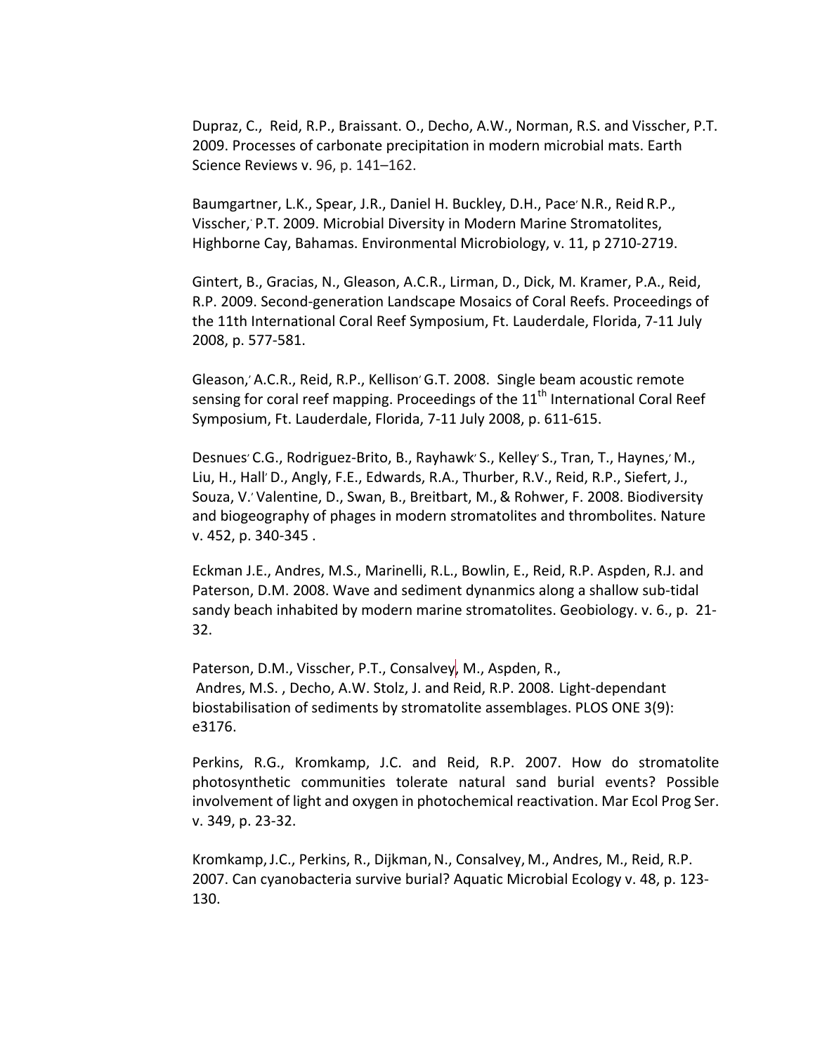Dupraz, C., Reid, R.P., Braissant. O., Decho, A.W., Norman, R.S. and Visscher, P.T. 2009. Processes of carbonate precipitation in modern microbial mats. Earth Science Reviews v. 96, p. 141–162.

Baumgartner, L.K., Spear, J.R., Daniel H. Buckley, D.H., Pace' N.R., Reid R.P., Visscher,' P.T. 2009. Microbial Diversity in Modern Marine Stromatolites, Highborne Cay, Bahamas. Environmental Microbiology, v. 11, p 2710-2719.

Gintert, B., Gracias, N., Gleason, A.C.R., Lirman, D., Dick, M. Kramer, P.A., Reid, R.P. 2009. Second-generation Landscape Mosaics of Coral Reefs. Proceedings of the 11th International Coral Reef Symposium, Ft. Lauderdale, Florida, 7-11 July 2008, p. 577-581.

Gleason,' A.C.R., Reid, R.P., Kellison' G.T. 2008. Single beam acoustic remote sensing for coral reef mapping. Proceedings of the 11th International Coral Reef Symposium, Ft. Lauderdale, Florida, 7-11 July 2008, p. 611-615.

Desnues' C.G., Rodriguez-Brito, B., Rayhawk' S., Kelley' S., Tran, T., Haynes,' M., Liu, H., Hall' D., Angly, F.E., Edwards, R.A., Thurber, R.V., Reid, R.P., Siefert, J., Souza, V.' Valentine, D., Swan, B., Breitbart, M., & Rohwer, F. 2008. Biodiversity and biogeography of phages in modern stromatolites and thrombolites. Nature v. 452, p. 340-345 .

Eckman J.E., Andres, M.S., Marinelli, R.L., Bowlin, E., Reid, R.P. Aspden, R.J. and Paterson, D.M. 2008. Wave and sediment dynanmics along a shallow sub-tidal sandy beach inhabited by modern marine stromatolites. Geobiology. v. 6., p. 21-32.

Paterson, D.M., Visscher, P.T., Consalvey, M., Aspden, R., Andres, M.S. , Decho, A.W. Stolz, J. and Reid, R.P. 2008. Light-dependant biostabilisation of sediments by stromatolite assemblages. PLOS ONE 3(9): e3176.

Perkins, R.G., Kromkamp, J.C. and Reid, R.P. 2007. How do stromatolite photosynthetic communities tolerate natural sand burial events? Possible involvement of light and oxygen in photochemical reactivation. Mar Ecol Prog Ser. v. 349, p. 23-32.

Kromkamp, J.C., Perkins, R., Dijkman, N., Consalvey, M., Andres, M., Reid, R.P. 2007. Can cyanobacteria survive burial? Aquatic Microbial Ecology v. 48, p. 123-130.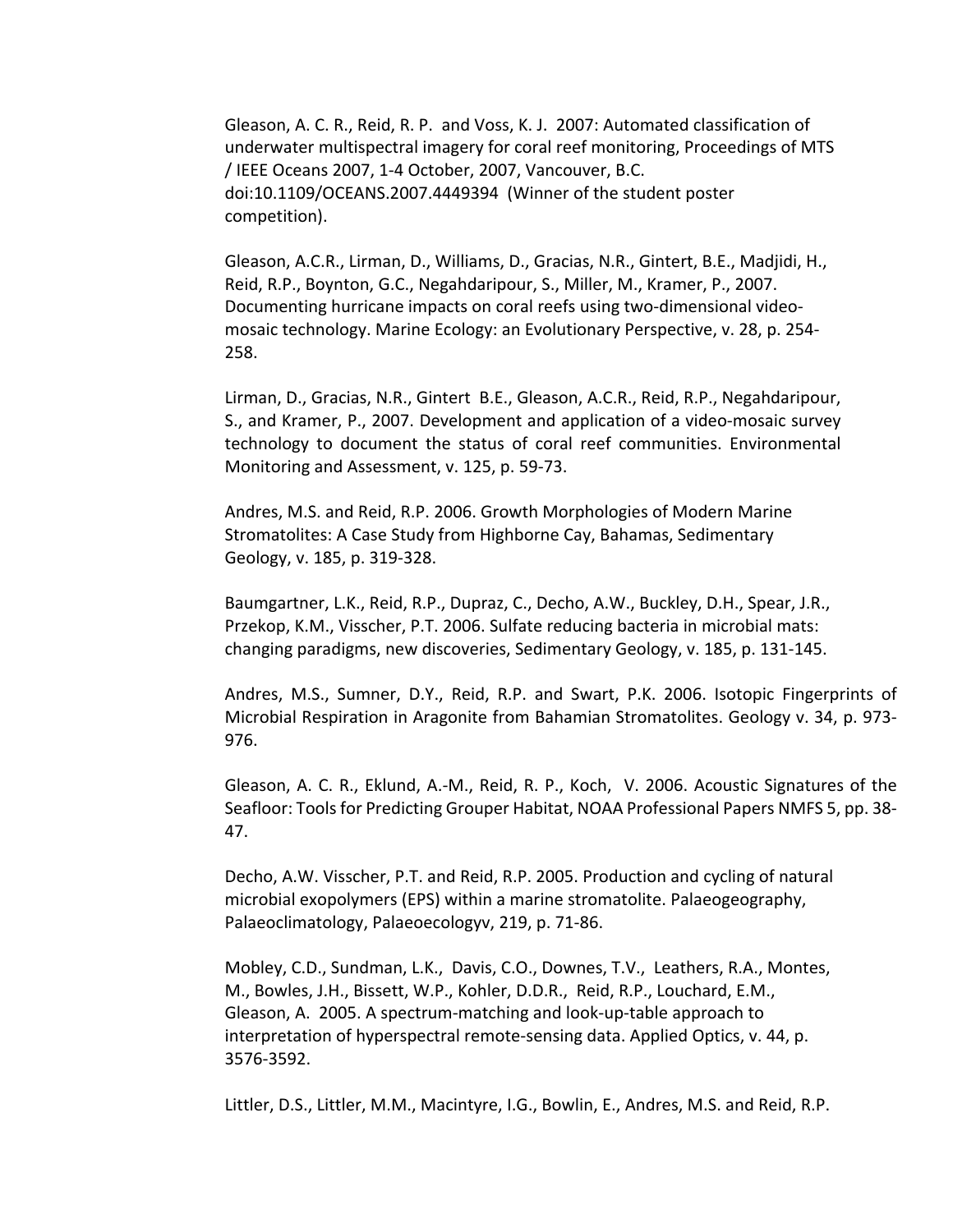Gleason, A. C. R., Reid, R. P. and Voss, K. J. 2007: Automated classification of underwater multispectral imagery for coral reef monitoring, Proceedings of MTS / IEEE Oceans 2007, 1-4 October, 2007, Vancouver, B.C. doi:10.1109/OCEANS.2007.4449394 (Winner of the student poster competition).

Gleason, A.C.R., Lirman, D., Williams, D., Gracias, N.R., Gintert, B.E., Madjidi, H., Reid, R.P., Boynton, G.C., Negahdaripour, S., Miller, M., Kramer, P., 2007. Documenting hurricane impacts on coral reefs using two-dimensional video-mosaic technology. Marine Ecology: an Evolutionary Perspective, v. 28, p. 254-258.

Lirman, D., Gracias, N.R., Gintert B.E., Gleason, A.C.R., Reid, R.P., Negahdaripour, S., and Kramer, P., 2007. Development and application of a video-mosaic survey technology to document the status of coral reef communities. Environmental Monitoring and Assessment, v. 125, p. 59-73.

Andres, M.S. and Reid, R.P. 2006. Growth Morphologies of Modern Marine Stromatolites: A Case Study from Highborne Cay, Bahamas, Sedimentary Geology, v. 185, p. 319-328.

Baumgartner, L.K., Reid, R.P., Dupraz, C., Decho, A.W., Buckley, D.H., Spear, J.R., Przekop, K.M., Visscher, P.T. 2006. Sulfate reducing bacteria in microbial mats: changing paradigms, new discoveries, Sedimentary Geology, v. 185, p. 131-145.

Andres, M.S., Sumner, D.Y., Reid, R.P. and Swart, P.K. 2006. Isotopic Fingerprints of Microbial Respiration in Aragonite from Bahamian Stromatolites. Geology v. 34, p. 973-976.

Gleason, A. C. R., Eklund, A.-M., Reid, R. P., Koch, V. 2006. Acoustic Signatures of the Seafloor: Tools for Predicting Grouper Habitat, NOAA Professional Papers NMFS 5, pp. 38-47.

Decho, A.W. Visscher, P.T. and Reid, R.P. 2005. Production and cycling of natural microbial exopolymers (EPS) within a marine stromatolite. Palaeogeography, Palaeoclimatology, Palaeoecologyv, 219, p. 71-86.

Mobley, C.D., Sundman, L.K., Davis, C.O., Downes, T.V., Leathers, R.A., Montes, M., Bowles, J.H., Bissett, W.P., Kohler, D.D.R., Reid, R.P., Louchard, E.M., Gleason, A. 2005. A spectrum-matching and look-up-table approach to interpretation of hyperspectral remote-sensing data. Applied Optics, v. 44, p. 3576-3592.

Littler, D.S., Littler, M.M., Macintyre, I.G., Bowlin, E., Andres, M.S. and Reid, R.P.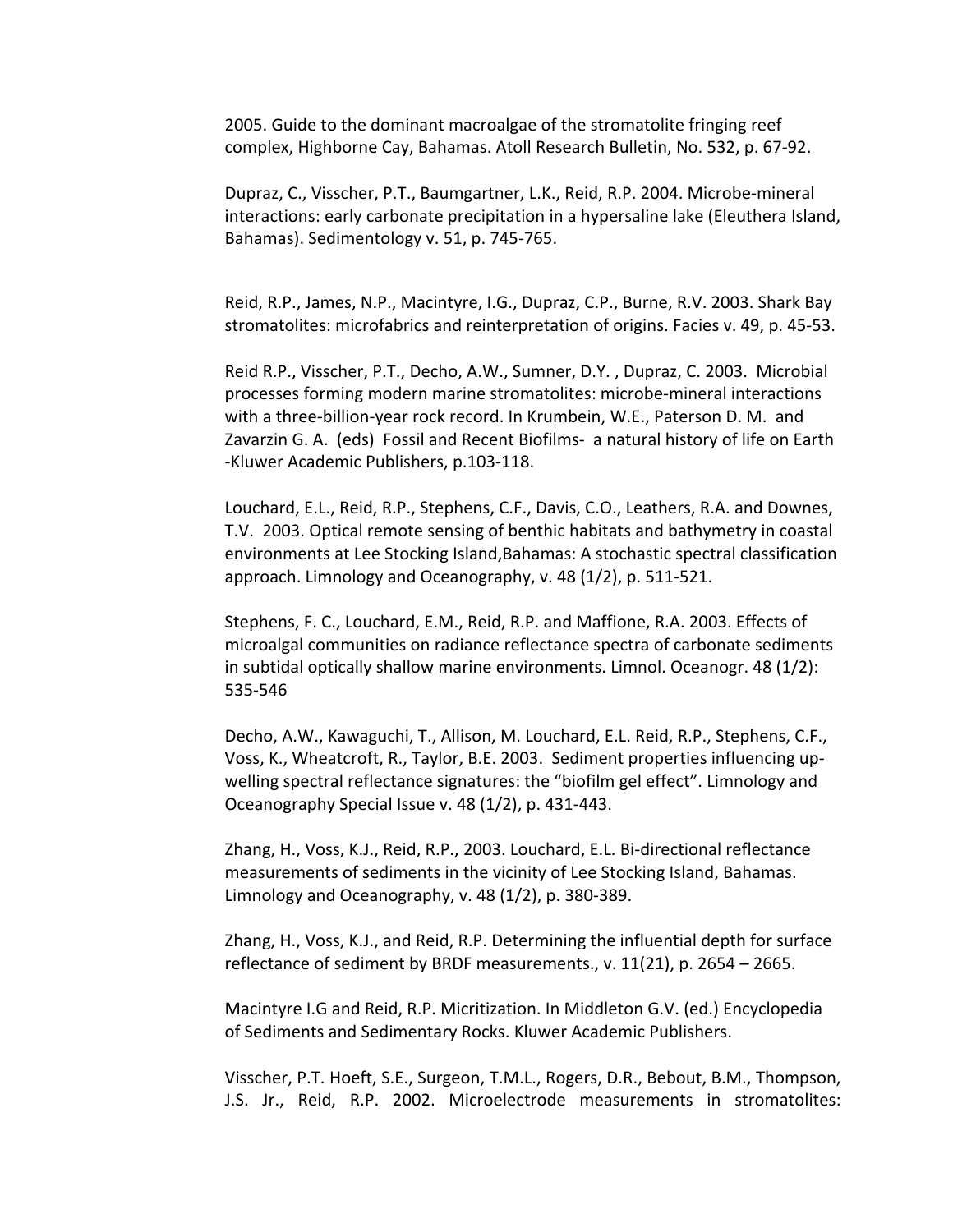2005. Guide to the dominant macroalgae of the stromatolite fringing reef complex, Highborne Cay, Bahamas. Atoll Research Bulletin, No. 532, p. 67-92.

Dupraz, C., Visscher, P.T., Baumgartner, L.K., Reid, R.P. 2004. Microbe-mineral interactions: early carbonate precipitation in a hypersaline lake (Eleuthera Island, Bahamas). Sedimentology v. 51, p. 745-765.

Reid, R.P., James, N.P., Macintyre, I.G., Dupraz, C.P., Burne, R.V. 2003. Shark Bay stromatolites: microfabrics and reinterpretation of origins. Facies v. 49, p. 45-53.

Reid R.P., Visscher, P.T., Decho, A.W., Sumner, D.Y. , Dupraz, C. 2003. Microbial processes forming modern marine stromatolites: microbe-mineral interactions with a three-billion-year rock record. In Krumbein, W.E., Paterson D. M. and Zavarzin G. A. (eds) Fossil and Recent Biofilms- a natural history of life on Earth -Kluwer Academic Publishers, p.103-118.

Louchard, E.L., Reid, R.P., Stephens, C.F., Davis, C.O., Leathers, R.A. and Downes, T.V. 2003. Optical remote sensing of benthic habitats and bathymetry in coastal environments at Lee Stocking Island,Bahamas: A stochastic spectral classification approach. Limnology and Oceanography, v. 48 (1/2), p. 511-521.

Stephens, F. C., Louchard, E.M., Reid, R.P. and Maffione, R.A. 2003. Effects of microalgal communities on radiance reflectance spectra of carbonate sediments in subtidal optically shallow marine environments. Limnol. Oceanogr. 48 (1/2): 535-546

Decho, A.W., Kawaguchi, T., Allison, M. Louchard, E.L. Reid, R.P., Stephens, C.F., Voss, K., Wheatcroft, R., Taylor, B.E. 2003. Sediment properties influencing up-welling spectral reflectance signatures: the "biofilm gel effect". Limnology and Oceanography Special Issue v. 48 (1/2), p. 431-443.

Zhang, H., Voss, K.J., Reid, R.P., 2003. Louchard, E.L. Bi-directional reflectance measurements of sediments in the vicinity of Lee Stocking Island, Bahamas. Limnology and Oceanography, v. 48 (1/2), p. 380-389.

Zhang, H., Voss, K.J., and Reid, R.P. Determining the influential depth for surface reflectance of sediment by BRDF measurements., v. 11(21), p. 2654 – 2665.

Macintyre I.G and Reid, R.P. Micritization. In Middleton G.V. (ed.) Encyclopedia of Sediments and Sedimentary Rocks. Kluwer Academic Publishers.

Visscher, P.T. Hoeft, S.E., Surgeon, T.M.L., Rogers, D.R., Bebout, B.M., Thompson, J.S. Jr., Reid, R.P. 2002. Microelectrode measurements in stromatolites: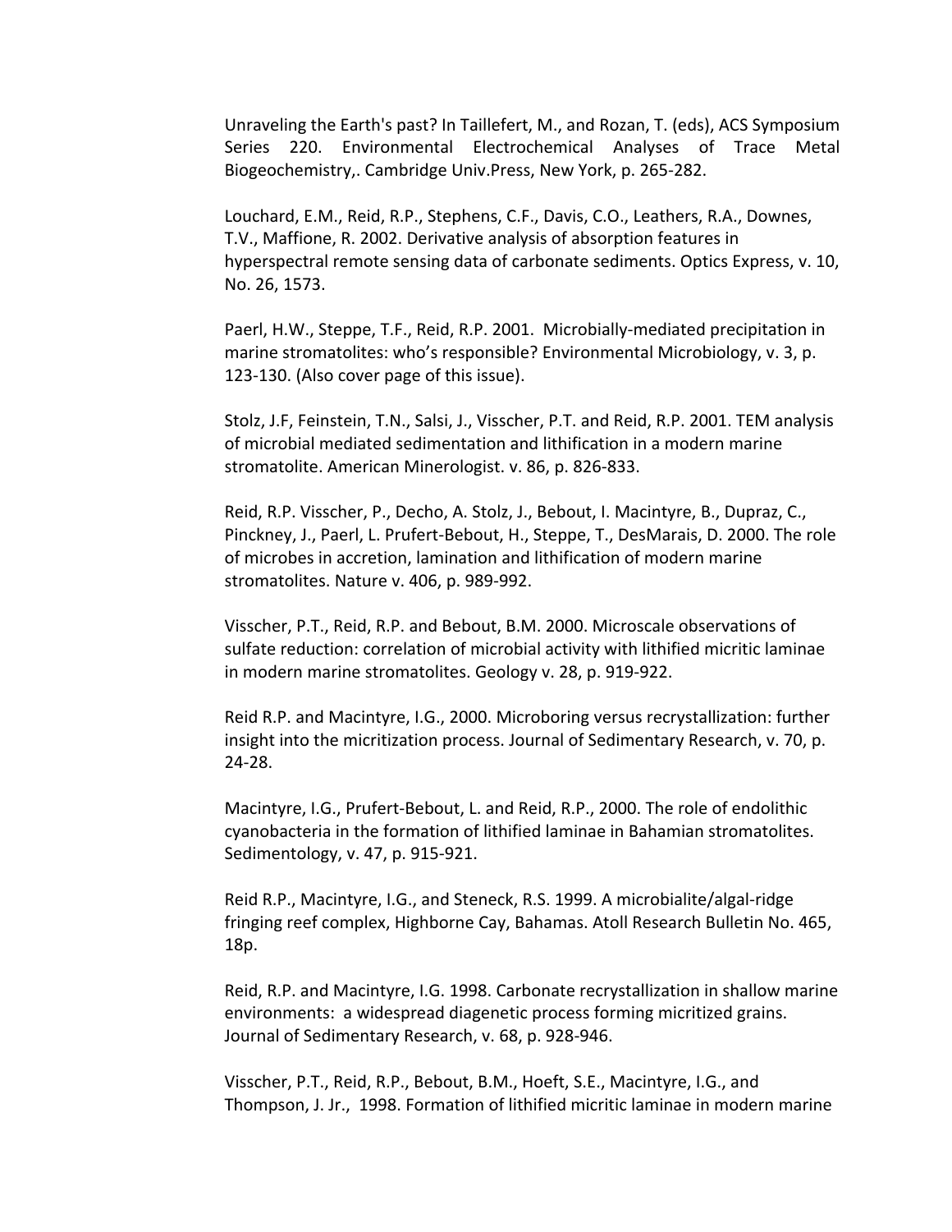Unraveling the Earth's past? In Taillefert, M., and Rozan, T. (eds), ACS Symposium Series 220. Environmental Electrochemical Analyses of Trace Metal Biogeochemistry,. Cambridge Univ.Press, New York, p. 265-282.

Louchard, E.M., Reid, R.P., Stephens, C.F., Davis, C.O., Leathers, R.A., Downes, T.V., Maffione, R. 2002. Derivative analysis of absorption features in hyperspectral remote sensing data of carbonate sediments. Optics Express, v. 10, No. 26, 1573.

Paerl, H.W., Steppe, T.F., Reid, R.P. 2001. Microbially-mediated precipitation in marine stromatolites: who's responsible? Environmental Microbiology, v. 3, p. 123-130. (Also cover page of this issue).

Stolz, J.F, Feinstein, T.N., Salsi, J., Visscher, P.T. and Reid, R.P. 2001. TEM analysis of microbial mediated sedimentation and lithification in a modern marine stromatolite. American Minerologist. v. 86, p. 826-833.

Reid, R.P. Visscher, P., Decho, A. Stolz, J., Bebout, I. Macintyre, B., Dupraz, C., Pinckney, J., Paerl, L. Prufert-Bebout, H., Steppe, T., DesMarais, D. 2000. The role of microbes in accretion, lamination and lithification of modern marine stromatolites. Nature v. 406, p. 989-992.

Visscher, P.T., Reid, R.P. and Bebout, B.M. 2000. Microscale observations of sulfate reduction: correlation of microbial activity with lithified micritic laminae in modern marine stromatolites. Geology v. 28, p. 919-922.

Reid R.P. and Macintyre, I.G., 2000. Microboring versus recrystallization: further insight into the micritization process. Journal of Sedimentary Research, v. 70, p. 24-28.

Macintyre, I.G., Prufert-Bebout, L. and Reid, R.P., 2000. The role of endolithic cyanobacteria in the formation of lithified laminae in Bahamian stromatolites. Sedimentology, v. 47, p. 915-921.

Reid R.P., Macintyre, I.G., and Steneck, R.S. 1999. A microbialite/algal-ridge fringing reef complex, Highborne Cay, Bahamas. Atoll Research Bulletin No. 465, 18p.

Reid, R.P. and Macintyre, I.G. 1998. Carbonate recrystallization in shallow marine environments: a widespread diagenetic process forming micritized grains. Journal of Sedimentary Research, v. 68, p. 928-946.

Visscher, P.T., Reid, R.P., Bebout, B.M., Hoeft, S.E., Macintyre, I.G., and Thompson, J. Jr., 1998. Formation of lithified micritic laminae in modern marine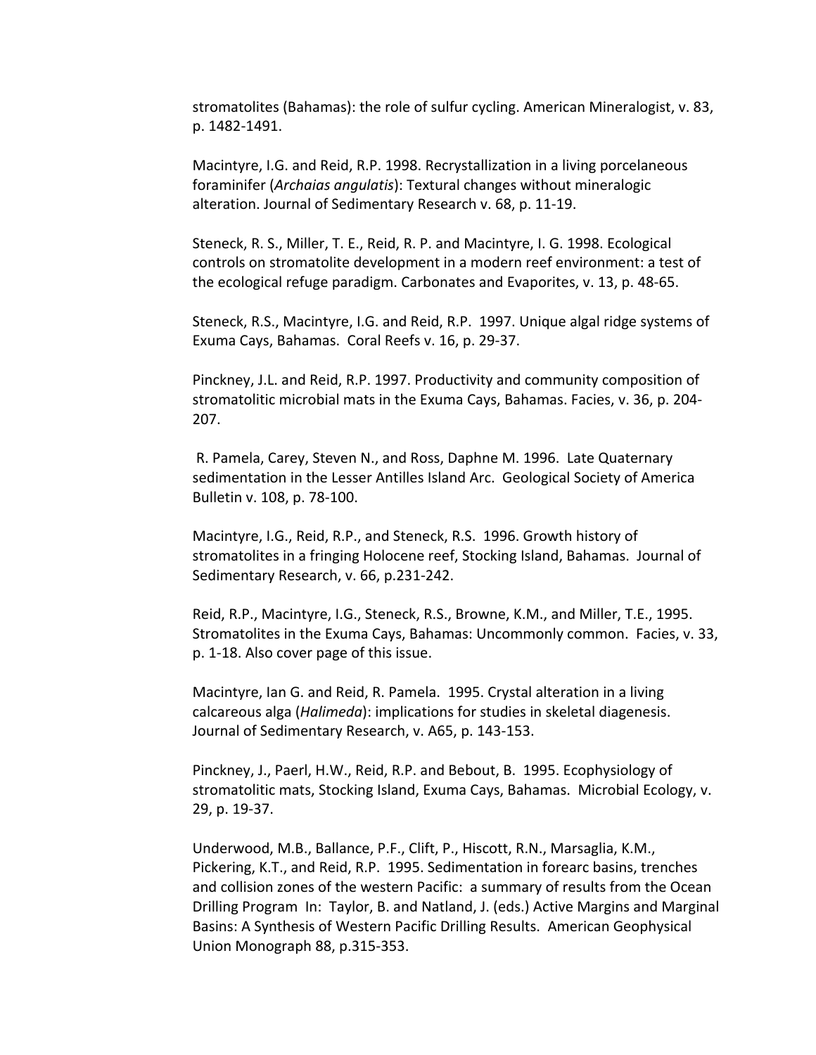stromatolites (Bahamas): the role of sulfur cycling. American Mineralogist, v. 83, p. 1482-1491.

Macintyre, I.G. and Reid, R.P. 1998. Recrystallization in a living porcelaneous foraminifer (*Archaias angulatis*): Textural changes without mineralogic alteration. Journal of Sedimentary Research v. 68, p. 11-19.

Steneck, R. S., Miller, T. E., Reid, R. P. and Macintyre, I. G. 1998. Ecological controls on stromatolite development in a modern reef environment: a test of the ecological refuge paradigm. Carbonates and Evaporites, v. 13, p. 48-65.

Steneck, R.S., Macintyre, I.G. and Reid, R.P. 1997. Unique algal ridge systems of Exuma Cays, Bahamas. Coral Reefs v. 16, p. 29-37.

Pinckney, J.L. and Reid, R.P. 1997. Productivity and community composition of stromatolitic microbial mats in the Exuma Cays, Bahamas. Facies, v. 36, p. 204-207.

R. Pamela, Carey, Steven N., and Ross, Daphne M. 1996. Late Quaternary sedimentation in the Lesser Antilles Island Arc. Geological Society of America Bulletin v. 108, p. 78-100.

Macintyre, I.G., Reid, R.P., and Steneck, R.S. 1996. Growth history of stromatolites in a fringing Holocene reef, Stocking Island, Bahamas. Journal of Sedimentary Research, v. 66, p.231-242.

Reid, R.P., Macintyre, I.G., Steneck, R.S., Browne, K.M., and Miller, T.E., 1995. Stromatolites in the Exuma Cays, Bahamas: Uncommonly common. Facies, v. 33, p. 1-18. Also cover page of this issue.

Macintyre, Ian G. and Reid, R. Pamela. 1995. Crystal alteration in a living calcareous alga (*Halimeda*): implications for studies in skeletal diagenesis. Journal of Sedimentary Research, v. A65, p. 143-153.

Pinckney, J., Paerl, H.W., Reid, R.P. and Bebout, B. 1995. Ecophysiology of stromatolitic mats, Stocking Island, Exuma Cays, Bahamas. Microbial Ecology, v. 29, p. 19-37.

Underwood, M.B., Ballance, P.F., Clift, P., Hiscott, R.N., Marsaglia, K.M., Pickering, K.T., and Reid, R.P. 1995. Sedimentation in forearc basins, trenches and collision zones of the western Pacific: a summary of results from the Ocean Drilling Program In: Taylor, B. and Natland, J. (eds.) Active Margins and Marginal Basins: A Synthesis of Western Pacific Drilling Results. American Geophysical Union Monograph 88, p.315-353.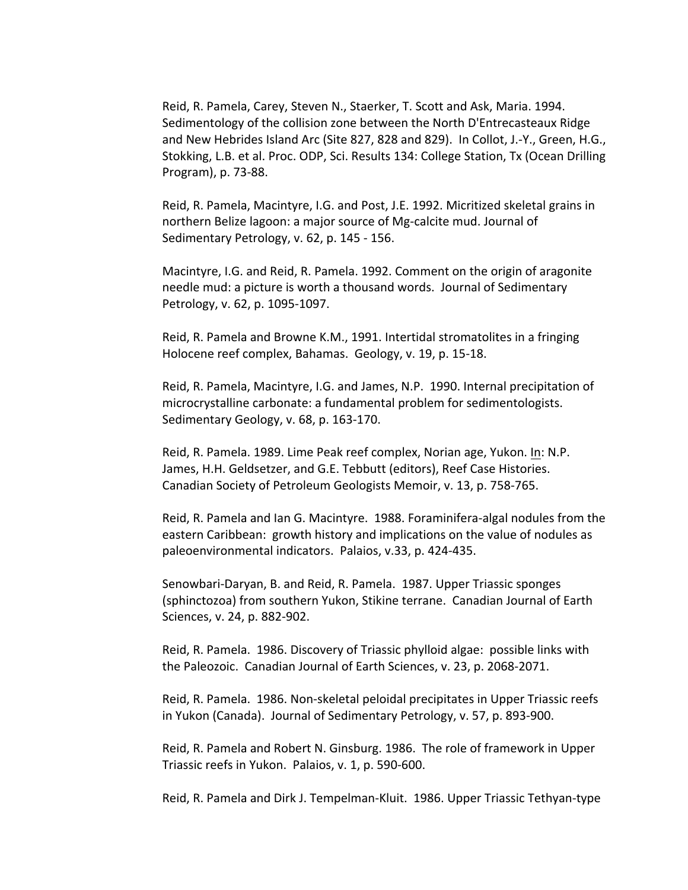Reid, R. Pamela, Carey, Steven N., Staerker, T. Scott and Ask, Maria. 1994. Sedimentology of the collision zone between the North D'Entrecasteaux Ridge and New Hebrides Island Arc (Site 827, 828 and 829). In Collot, J.-Y., Green, H.G., Stokking, L.B. et al. Proc. ODP, Sci. Results 134: College Station, Tx (Ocean Drilling Program), p. 73-88.

Reid, R. Pamela, Macintyre, I.G. and Post, J.E. 1992. Micritized skeletal grains in northern Belize lagoon: a major source of Mg-calcite mud. Journal of Sedimentary Petrology, v. 62, p. 145 - 156.

Macintyre, I.G. and Reid, R. Pamela. 1992. Comment on the origin of aragonite needle mud: a picture is worth a thousand words. Journal of Sedimentary Petrology, v. 62, p. 1095-1097.

Reid, R. Pamela and Browne K.M., 1991. Intertidal stromatolites in a fringing Holocene reef complex, Bahamas. Geology, v. 19, p. 15-18.

Reid, R. Pamela, Macintyre, I.G. and James, N.P. 1990. Internal precipitation of microcrystalline carbonate: a fundamental problem for sedimentologists. Sedimentary Geology, v. 68, p. 163-170.

Reid, R. Pamela. 1989. Lime Peak reef complex, Norian age, Yukon. In: N.P. James, H.H. Geldsetzer, and G.E. Tebbutt (editors), Reef Case Histories. Canadian Society of Petroleum Geologists Memoir, v. 13, p. 758-765.

Reid, R. Pamela and Ian G. Macintyre. 1988. Foraminifera-algal nodules from the eastern Caribbean: growth history and implications on the value of nodules as paleoenvironmental indicators. Palaios, v.33, p. 424-435.

Senowbari-Daryan, B. and Reid, R. Pamela. 1987. Upper Triassic sponges (sphinctozoa) from southern Yukon, Stikine terrane. Canadian Journal of Earth Sciences, v. 24, p. 882-902.

Reid, R. Pamela. 1986. Discovery of Triassic phylloid algae: possible links with the Paleozoic. Canadian Journal of Earth Sciences, v. 23, p. 2068-2071.

Reid, R. Pamela. 1986. Non-skeletal peloidal precipitates in Upper Triassic reefs in Yukon (Canada). Journal of Sedimentary Petrology, v. 57, p. 893-900.

Reid, R. Pamela and Robert N. Ginsburg. 1986. The role of framework in Upper Triassic reefs in Yukon. Palaios, v. 1, p. 590-600.

Reid, R. Pamela and Dirk J. Tempelman-Kluit. 1986. Upper Triassic Tethyan-type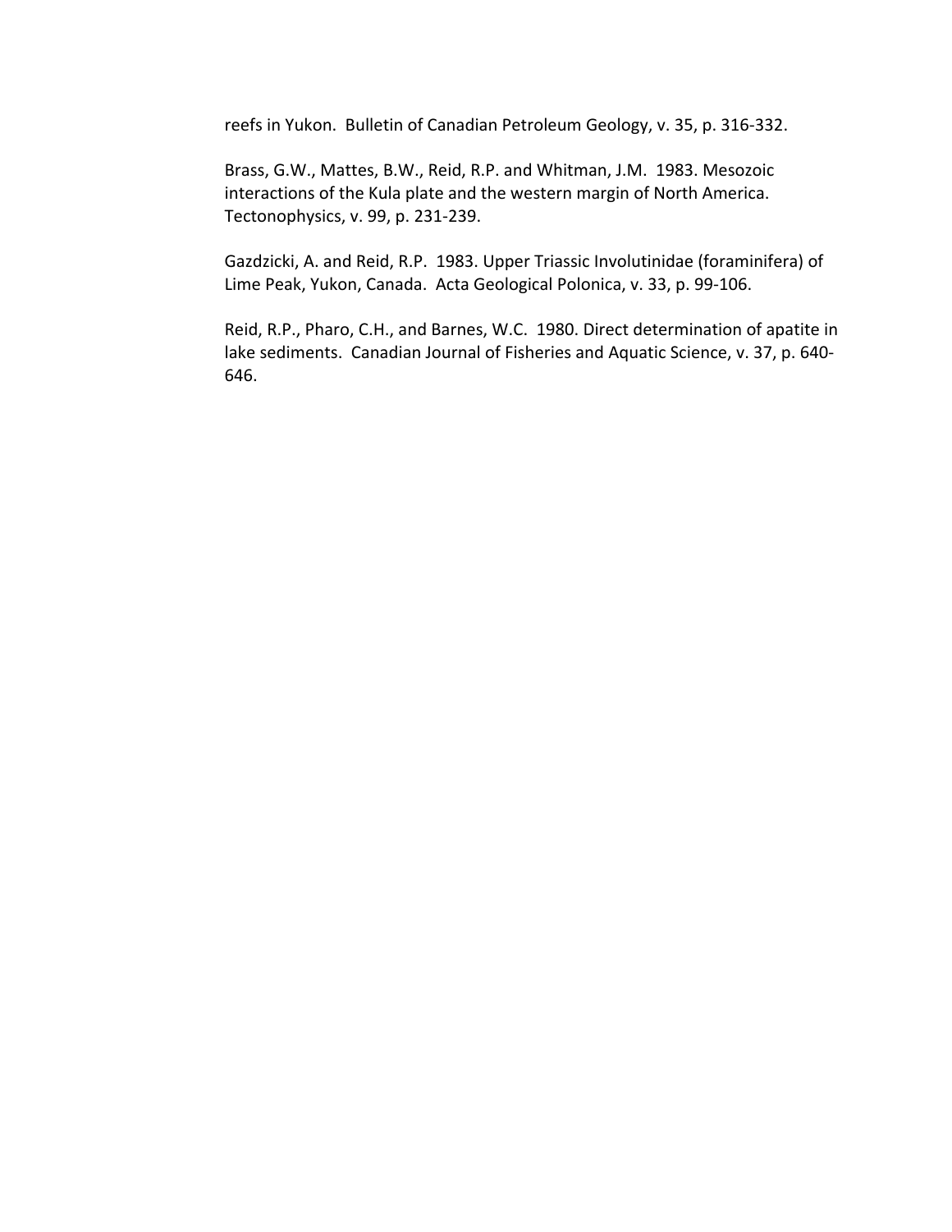reefs in Yukon. Bulletin of Canadian Petroleum Geology, v. 35, p. 316-332.

Brass, G.W., Mattes, B.W., Reid, R.P. and Whitman, J.M. 1983. Mesozoic interactions of the Kula plate and the western margin of North America. Tectonophysics, v. 99, p. 231-239.

Gazdzicki, A. and Reid, R.P. 1983. Upper Triassic Involutinidae (foraminifera) of Lime Peak, Yukon, Canada. Acta Geological Polonica, v. 33, p. 99-106.

Reid, R.P., Pharo, C.H., and Barnes, W.C. 1980. Direct determination of apatite in lake sediments. Canadian Journal of Fisheries and Aquatic Science, v. 37, p. 640-646.